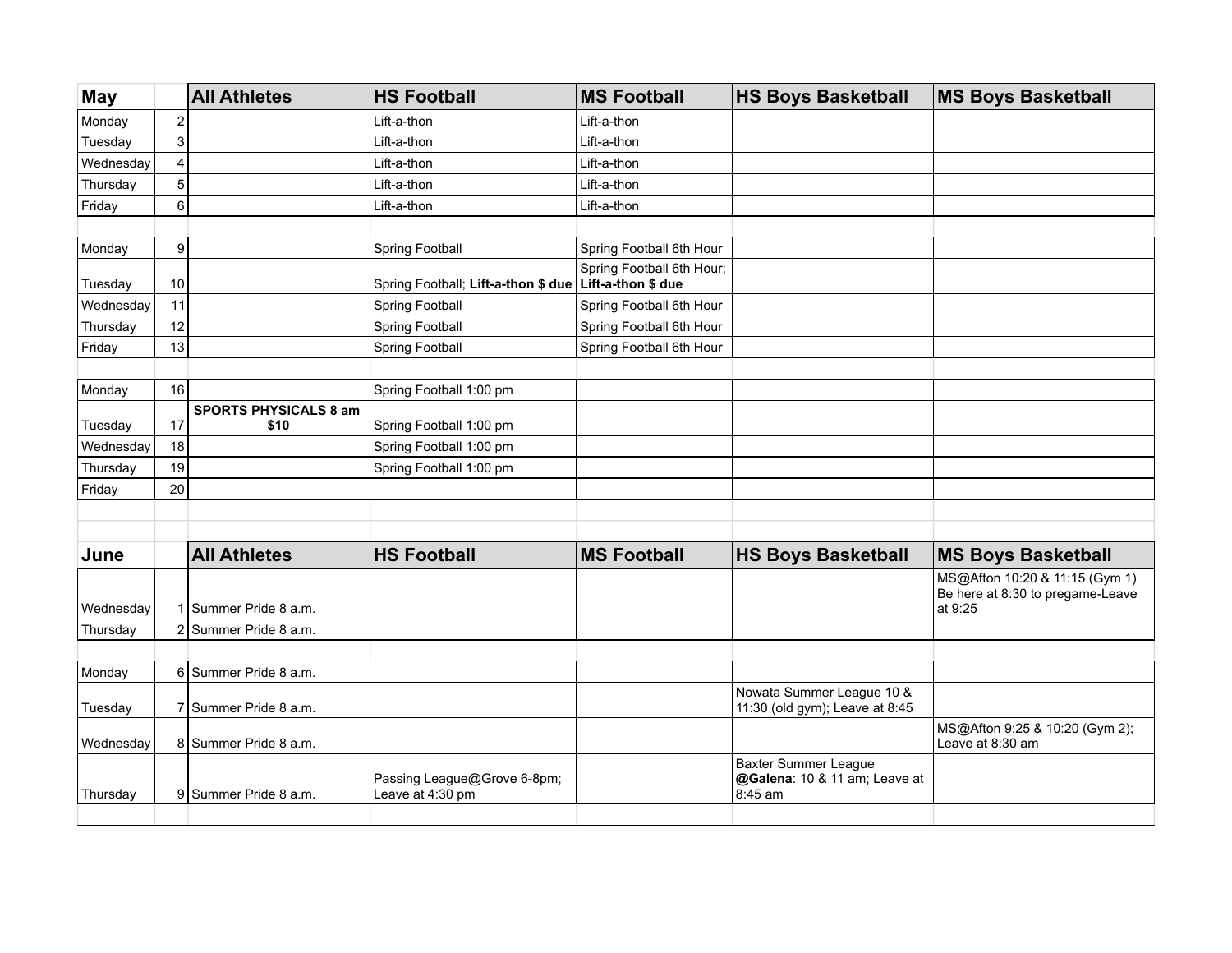| May | | All Athletes | HS Football | MS Football | HS Boys Basketball | MS Boys Basketball |
|---|---|---|---|---|---|---|
| Monday | 2 | | Lift-a-thon | Lift-a-thon | | |
| Tuesday | 3 | | Lift-a-thon | Lift-a-thon | | |
| Wednesday | 4 | | Lift-a-thon | Lift-a-thon | | |
| Thursday | 5 | | Lift-a-thon | Lift-a-thon | | |
| Friday | 6 | | Lift-a-thon | Lift-a-thon | | |
| | | | | | | |
| Monday | 9 | | Spring Football | Spring Football 6th Hour | | |
| Tuesday | 10 | | Spring Football; **Lift-a-thon $ due** | Spring Football 6th Hour; **Lift-a-thon $ due** | | |
| Wednesday | 11 | | Spring Football | Spring Football 6th Hour | | |
| Thursday | 12 | | Spring Football | Spring Football 6th Hour | | |
| Friday | 13 | | Spring Football | Spring Football 6th Hour | | |
| | | | | | | |
| Monday | 16 | | Spring Football 1:00 pm | | | |
| Tuesday | 17 | **SPORTS PHYSICALS 8 am $10** | Spring Football 1:00 pm | | | |
| Wednesday | 18 | | Spring Football 1:00 pm | | | |
| Thursday | 19 | | Spring Football 1:00 pm | | | |
| Friday | 20 | | | | | |

| June | | All Athletes | HS Football | MS Football | HS Boys Basketball | MS Boys Basketball |
|---|---|---|---|---|---|---|
| Wednesday | 1 | Summer Pride 8 a.m. | | | | MS@Afton 10:20 & 11:15 (Gym 1) Be here at 8:30 to pregame-Leave at 9:25 |
| Thursday | 2 | Summer Pride 8 a.m. | | | | |
| | | | | | | |
| Monday | 6 | Summer Pride 8 a.m. | | | | |
| Tuesday | 7 | Summer Pride 8 a.m. | | | Nowata Summer League 10 & 11:30 (old gym); Leave at 8:45 | |
| Wednesday | 8 | Summer Pride 8 a.m. | | | | MS@Afton 9:25 & 10:20 (Gym 2); Leave at 8:30 am |
| Thursday | 9 | Summer Pride 8 a.m. | Passing League@Grove 6-8pm; Leave at 4:30 pm | | Baxter Summer League **@Galena**: 10 & 11 am; Leave at 8:45 am | |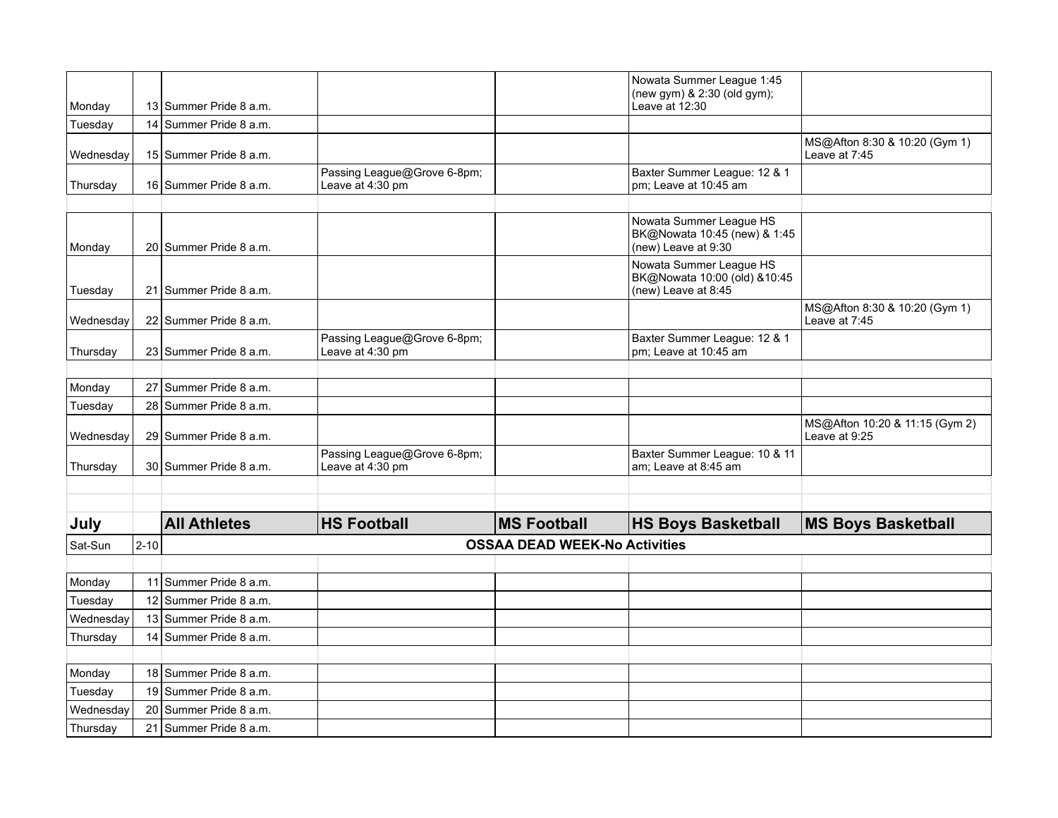| | | | | | | |
|---|---|---|---|---|---|---|
| Monday | 13 | Summer Pride 8 a.m. | | | Nowata Summer League 1:45 (new gym) & 2:30 (old gym); Leave at 12:30 | |
| Tuesday | 14 | Summer Pride 8 a.m. | | | | |
| Wednesday | 15 | Summer Pride 8 a.m. | | | | MS@Afton 8:30 & 10:20 (Gym 1) Leave at 7:45 |
| Thursday | 16 | Summer Pride 8 a.m. | Passing League@Grove 6-8pm; Leave at 4:30 pm | | Baxter Summer League: 12 & 1 pm; Leave at 10:45 am | |
| | | | | | | |
| Monday | 20 | Summer Pride 8 a.m. | | | Nowata Summer League HS BK@Nowata 10:45 (new) & 1:45 (new) Leave at 9:30 | |
| Tuesday | 21 | Summer Pride 8 a.m. | | | Nowata Summer League HS BK@Nowata 10:00 (old) &10:45 (new) Leave at 8:45 | |
| Wednesday | 22 | Summer Pride 8 a.m. | | | | MS@Afton 8:30 & 10:20 (Gym 1) Leave at 7:45 |
| Thursday | 23 | Summer Pride 8 a.m. | Passing League@Grove 6-8pm; Leave at 4:30 pm | | Baxter Summer League: 12 & 1 pm; Leave at 10:45 am | |
| | | | | | | |
| Monday | 27 | Summer Pride 8 a.m. | | | | |
| Tuesday | 28 | Summer Pride 8 a.m. | | | | |
| Wednesday | 29 | Summer Pride 8 a.m. | | | | MS@Afton 10:20 & 11:15 (Gym 2) Leave at 9:25 |
| Thursday | 30 | Summer Pride 8 a.m. | Passing League@Grove 6-8pm; Leave at 4:30 pm | | Baxter Summer League: 10 & 11 am; Leave at 8:45 am | |

| **July** | | **All Athletes** | **HS Football** | **MS Football** | **HS Boys Basketball** | **MS Boys Basketball** |
|---|---|---|---|---|---|---|
| Sat-Sun | 2-10 | **OSSAA DEAD WEEK-No Activities** | | | | |
| | | | | | | |
| Monday | 11 | Summer Pride 8 a.m. | | | | |
| Tuesday | 12 | Summer Pride 8 a.m. | | | | |
| Wednesday | 13 | Summer Pride 8 a.m. | | | | |
| Thursday | 14 | Summer Pride 8 a.m. | | | | |
| | | | | | | |
| Monday | 18 | Summer Pride 8 a.m. | | | | |
| Tuesday | 19 | Summer Pride 8 a.m. | | | | |
| Wednesday | 20 | Summer Pride 8 a.m. | | | | |
| Thursday | 21 | Summer Pride 8 a.m. | | | | |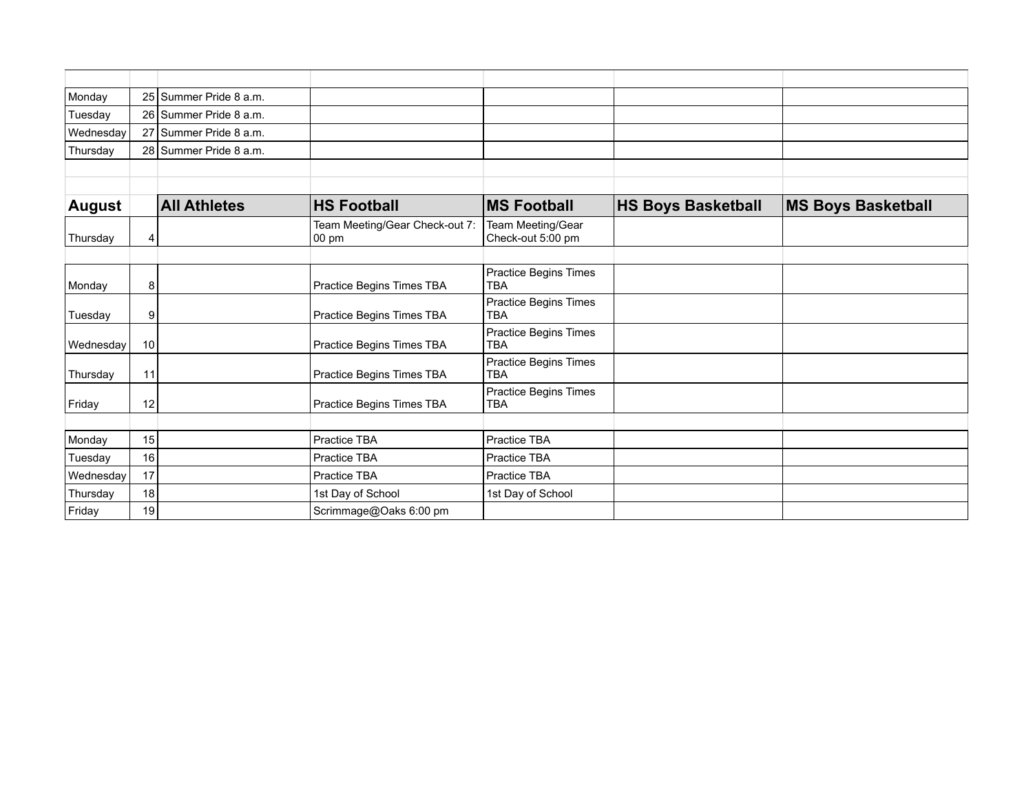| | | | | | | |
|---|---|---|---|---|---|---|
| Monday | 25 | Summer Pride 8 a.m. | | | | |
| Tuesday | 26 | Summer Pride 8 a.m. | | | | |
| Wednesday | 27 | Summer Pride 8 a.m. | | | | |
| Thursday | 28 | Summer Pride 8 a.m. | | | | |

| **August** | | **All Athletes** | **HS Football** | **MS Football** | **HS Boys Basketball** | **MS Boys Basketball** |
|---|---|---|---|---|---|---|
| Thursday | 4 | | Team Meeting/Gear Check-out 7:00 pm | Team Meeting/Gear Check-out 5:00 pm | | |
| | | | | | | |
| Monday | 8 | | Practice Begins Times TBA | Practice Begins Times TBA | | |
| Tuesday | 9 | | Practice Begins Times TBA | Practice Begins Times TBA | | |
| Wednesday | 10 | | Practice Begins Times TBA | Practice Begins Times TBA | | |
| Thursday | 11 | | Practice Begins Times TBA | Practice Begins Times TBA | | |
| Friday | 12 | | Practice Begins Times TBA | Practice Begins Times TBA | | |
| | | | | | | |
| Monday | 15 | | Practice TBA | Practice TBA | | |
| Tuesday | 16 | | Practice TBA | Practice TBA | | |
| Wednesday | 17 | | Practice TBA | Practice TBA | | |
| Thursday | 18 | | 1st Day of School | 1st Day of School | | |
| Friday | 19 | | Scrimmage@Oaks 6:00 pm | | | |